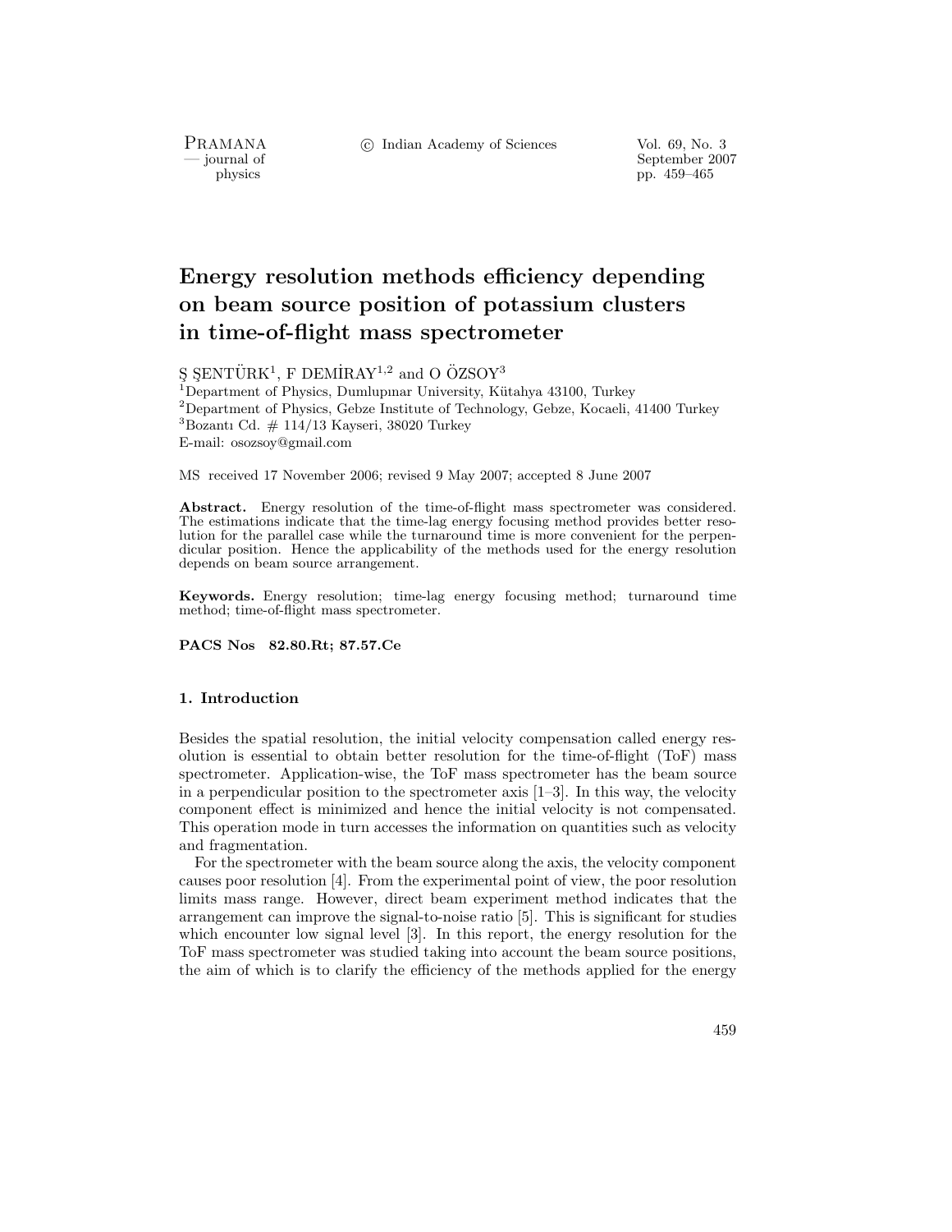# Energy resolution methods efficiency depending on beam source position of potassium clusters in time-of-flight mass spectrometer

Ş ŞENTÜRK[1], F DEMİRAY[1,2] and O ÖZSOY[3]

[1]Department of Physics, Dumlupınar University, Kütahya 43100, Turkey
[2]Department of Physics, Gebze Institute of Technology, Gebze, Kocaeli, 41400 Turkey
[3]Bozantı Cd. # 114/13 Kayseri, 38020 Turkey
E-mail: osozsoy@gmail.com

MS received 17 November 2006; revised 9 May 2007; accepted 8 June 2007

**Abstract.** Energy resolution of the time-of-flight mass spectrometer was considered. The estimations indicate that the time-lag energy focusing method provides better resolution for the parallel case while the turnaround time is more convenient for the perpendicular position. Hence the applicability of the methods used for the energy resolution depends on beam source arrangement.

**Keywords.** Energy resolution; time-lag energy focusing method; turnaround time method; time-of-flight mass spectrometer.

**PACS Nos** 82.80.Rt; 87.57.Ce

## 1. Introduction

Besides the spatial resolution, the initial velocity compensation called energy resolution is essential to obtain better resolution for the time-of-flight (ToF) mass spectrometer. Application-wise, the ToF mass spectrometer has the beam source in a perpendicular position to the spectrometer axis [1–3]. In this way, the velocity component effect is minimized and hence the initial velocity is not compensated. This operation mode in turn accesses the information on quantities such as velocity and fragmentation.

For the spectrometer with the beam source along the axis, the velocity component causes poor resolution [4]. From the experimental point of view, the poor resolution limits mass range. However, direct beam experiment method indicates that the arrangement can improve the signal-to-noise ratio [5]. This is significant for studies which encounter low signal level [3]. In this report, the energy resolution for the ToF mass spectrometer was studied taking into account the beam source positions, the aim of which is to clarify the efficiency of the methods applied for the energy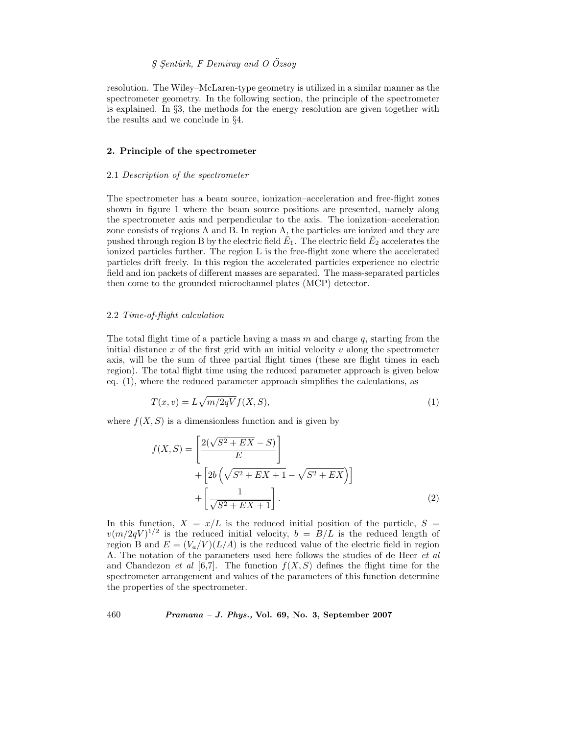resolution. The Wiley–McLaren-type geometry is utilized in a similar manner as the spectrometer geometry. In the following section, the principle of the spectrometer is explained. In §3, the methods for the energy resolution are given together with the results and we conclude in §4.

## 2. Principle of the spectrometer

### 2.1 *Description of the spectrometer*

The spectrometer has a beam source, ionization–acceleration and free-flight zones shown in figure 1 where the beam source positions are presented, namely along the spectrometer axis and perpendicular to the axis. The ionization–acceleration zone consists of regions A and B. In region A, the particles are ionized and they are pushed through region B by the electric field $\bar{E}_1$. The electric field $\bar{E}_2$ accelerates the ionized particles further. The region L is the free-flight zone where the accelerated particles drift freely. In this region the accelerated particles experience no electric field and ion packets of different masses are separated. The mass-separated particles then come to the grounded microchannel plates (MCP) detector.

### 2.2 *Time-of-flight calculation*

The total flight time of a particle having a mass $m$ and charge $q$, starting from the initial distance $x$ of the first grid with an initial velocity $v$ along the spectrometer axis, will be the sum of three partial flight times (these are flight times in each region). The total flight time using the reduced parameter approach is given below eq. (1), where the reduced parameter approach simplifies the calculations, as

$$T(x, v) = L\sqrt{m/2qV}\, f(X, S), \tag{1}$$

where $f(X, S)$ is a dimensionless function and is given by

$$\begin{aligned} f(X, S) = &\left[\frac{2(\sqrt{S^2 + EX} - S)}{E}\right] \\ &+ \left[2b\left(\sqrt{S^2 + EX + 1} - \sqrt{S^2 + EX}\right)\right] \\ &+ \left[\frac{1}{\sqrt{S^2 + EX + 1}}\right]. \end{aligned} \tag{2}$$

In this function, $X = x/L$ is the reduced initial position of the particle, $S = v(m/2qV)^{1/2}$ is the reduced initial velocity, $b = B/L$ is the reduced length of region B and $E = (V_a/V)(L/A)$ is the reduced value of the electric field in region A. The notation of the parameters used here follows the studies of de Heer *et al* and Chandezon *et al* [6,7]. The function $f(X, S)$ defines the flight time for the spectrometer arrangement and values of the parameters of this function determine the properties of the spectrometer.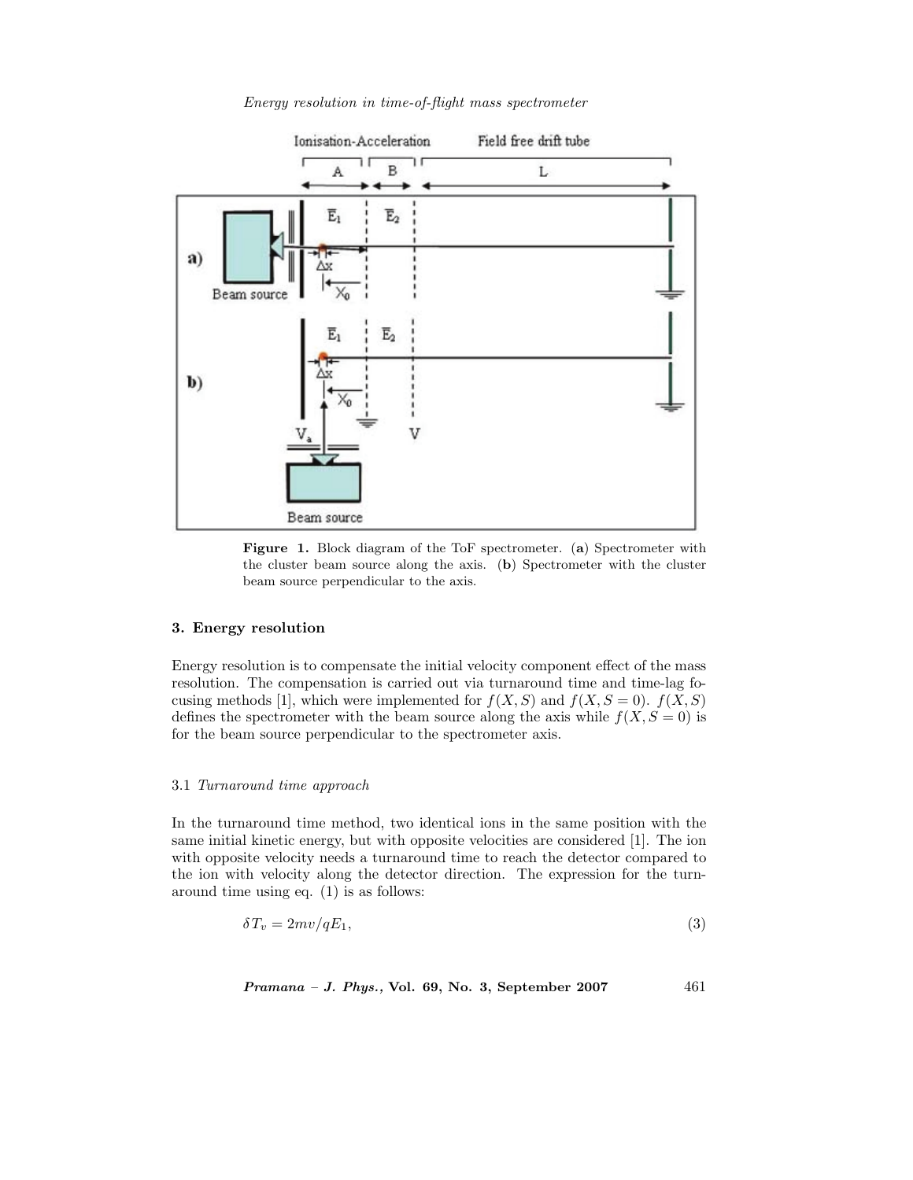Figure 1. Block diagram of the ToF spectrometer. (**a**) Spectrometer with the cluster beam source along the axis. (**b**) Spectrometer with the cluster beam source perpendicular to the axis.

## 3. Energy resolution

Energy resolution is to compensate the initial velocity component effect of the mass resolution. The compensation is carried out via turnaround time and time-lag focusing methods [1], which were implemented for $f(X, S)$ and $f(X, S = 0)$. $f(X, S)$ defines the spectrometer with the beam source along the axis while $f(X, S = 0)$ is for the beam source perpendicular to the spectrometer axis.

### 3.1 *Turnaround time approach*

In the turnaround time method, two identical ions in the same position with the same initial kinetic energy, but with opposite velocities are considered [1]. The ion with opposite velocity needs a turnaround time to reach the detector compared to the ion with velocity along the detector direction. The expression for the turnaround time using eq. (1) is as follows:

$$\delta T_v = 2mv/qE_1, \tag{3}$$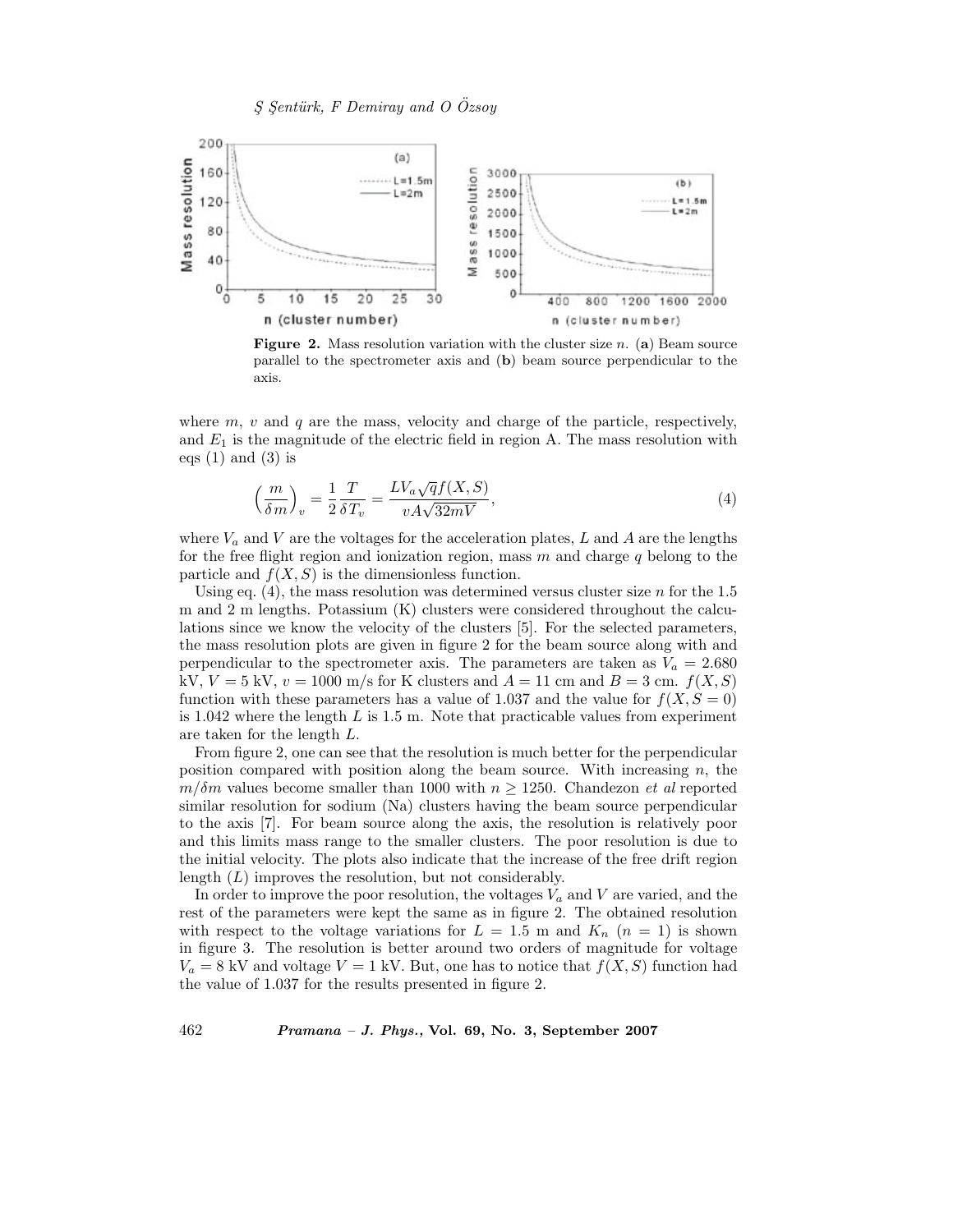**Figure 2.** Mass resolution variation with the cluster size $n$. (**a**) Beam source parallel to the spectrometer axis and (**b**) beam source perpendicular to the axis.

where $m$, $v$ and $q$ are the mass, velocity and charge of the particle, respectively, and $E_1$ is the magnitude of the electric field in region A. The mass resolution with eqs (1) and (3) is

$$\left(\frac{m}{\delta m}\right)_v = \frac{1}{2}\frac{T}{\delta T_v} = \frac{LV_a\sqrt{q}f(X,S)}{vA\sqrt{32mV}}, \tag{4}$$

where $V_a$ and $V$ are the voltages for the acceleration plates, $L$ and $A$ are the lengths for the free flight region and ionization region, mass $m$ and charge $q$ belong to the particle and $f(X,S)$ is the dimensionless function.

Using eq. (4), the mass resolution was determined versus cluster size $n$ for the 1.5 m and 2 m lengths. Potassium (K) clusters were considered throughout the calculations since we know the velocity of the clusters [5]. For the selected parameters, the mass resolution plots are given in figure 2 for the beam source along with and perpendicular to the spectrometer axis. The parameters are taken as $V_a = 2.680$ kV, $V = 5$ kV, $v = 1000$ m/s for K clusters and $A = 11$ cm and $B = 3$ cm. $f(X,S)$ function with these parameters has a value of 1.037 and the value for $f(X,S=0)$ is 1.042 where the length $L$ is 1.5 m. Note that practicable values from experiment are taken for the length $L$.

From figure 2, one can see that the resolution is much better for the perpendicular position compared with position along the beam source. With increasing $n$, the $m/\delta m$ values become smaller than 1000 with $n \geq 1250$. Chandezon *et al* reported similar resolution for sodium (Na) clusters having the beam source perpendicular to the axis [7]. For beam source along the axis, the resolution is relatively poor and this limits mass range to the smaller clusters. The poor resolution is due to the initial velocity. The plots also indicate that the increase of the free drift region length ($L$) improves the resolution, but not considerably.

In order to improve the poor resolution, the voltages $V_a$ and $V$ are varied, and the rest of the parameters were kept the same as in figure 2. The obtained resolution with respect to the voltage variations for $L = 1.5$ m and $K_n$ ($n = 1$) is shown in figure 3. The resolution is better around two orders of magnitude for voltage $V_a = 8$ kV and voltage $V = 1$ kV. But, one has to notice that $f(X,S)$ function had the value of 1.037 for the results presented in figure 2.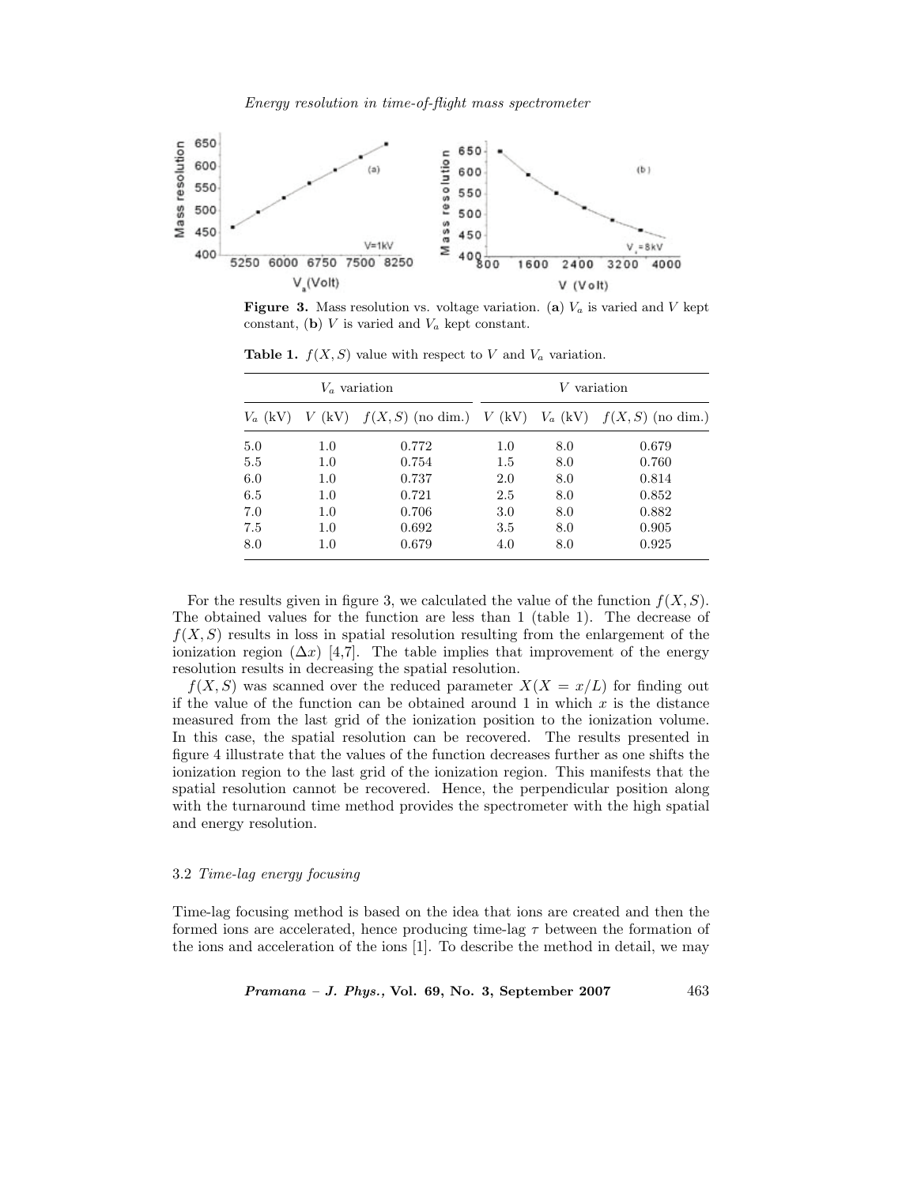**Figure 3.** Mass resolution vs. voltage variation. (**a**) $V_a$ is varied and $V$ kept constant, (**b**) $V$ is varied and $V_a$ kept constant.

**Table 1.** $f(X, S)$ value with respect to $V$ and $V_a$ variation.

| $V_a$ variation | | | $V$ variation | | |
|---|---|---|---|---|---|
| $V_a$ (kV) | $V$ (kV) | $f(X, S)$ (no dim.) | $V$ (kV) | $V_a$ (kV) | $f(X, S)$ (no dim.) |
| 5.0 | 1.0 | 0.772 | 1.0 | 8.0 | 0.679 |
| 5.5 | 1.0 | 0.754 | 1.5 | 8.0 | 0.760 |
| 6.0 | 1.0 | 0.737 | 2.0 | 8.0 | 0.814 |
| 6.5 | 1.0 | 0.721 | 2.5 | 8.0 | 0.852 |
| 7.0 | 1.0 | 0.706 | 3.0 | 8.0 | 0.882 |
| 7.5 | 1.0 | 0.692 | 3.5 | 8.0 | 0.905 |
| 8.0 | 1.0 | 0.679 | 4.0 | 8.0 | 0.925 |

For the results given in figure 3, we calculated the value of the function $f(X, S)$. The obtained values for the function are less than 1 (table 1). The decrease of $f(X, S)$ results in loss in spatial resolution resulting from the enlargement of the ionization region ($\Delta x$) [4,7]. The table implies that improvement of the energy resolution results in decreasing the spatial resolution.

$f(X, S)$ was scanned over the reduced parameter $X (X = x/L)$ for finding out if the value of the function can be obtained around 1 in which $x$ is the distance measured from the last grid of the ionization position to the ionization volume. In this case, the spatial resolution can be recovered. The results presented in figure 4 illustrate that the values of the function decreases further as one shifts the ionization region to the last grid of the ionization region. This manifests that the spatial resolution cannot be recovered. Hence, the perpendicular position along with the turnaround time method provides the spectrometer with the high spatial and energy resolution.

### 3.2 *Time-lag energy focusing*

Time-lag focusing method is based on the idea that ions are created and then the formed ions are accelerated, hence producing time-lag $\tau$ between the formation of the ions and acceleration of the ions [1]. To describe the method in detail, we may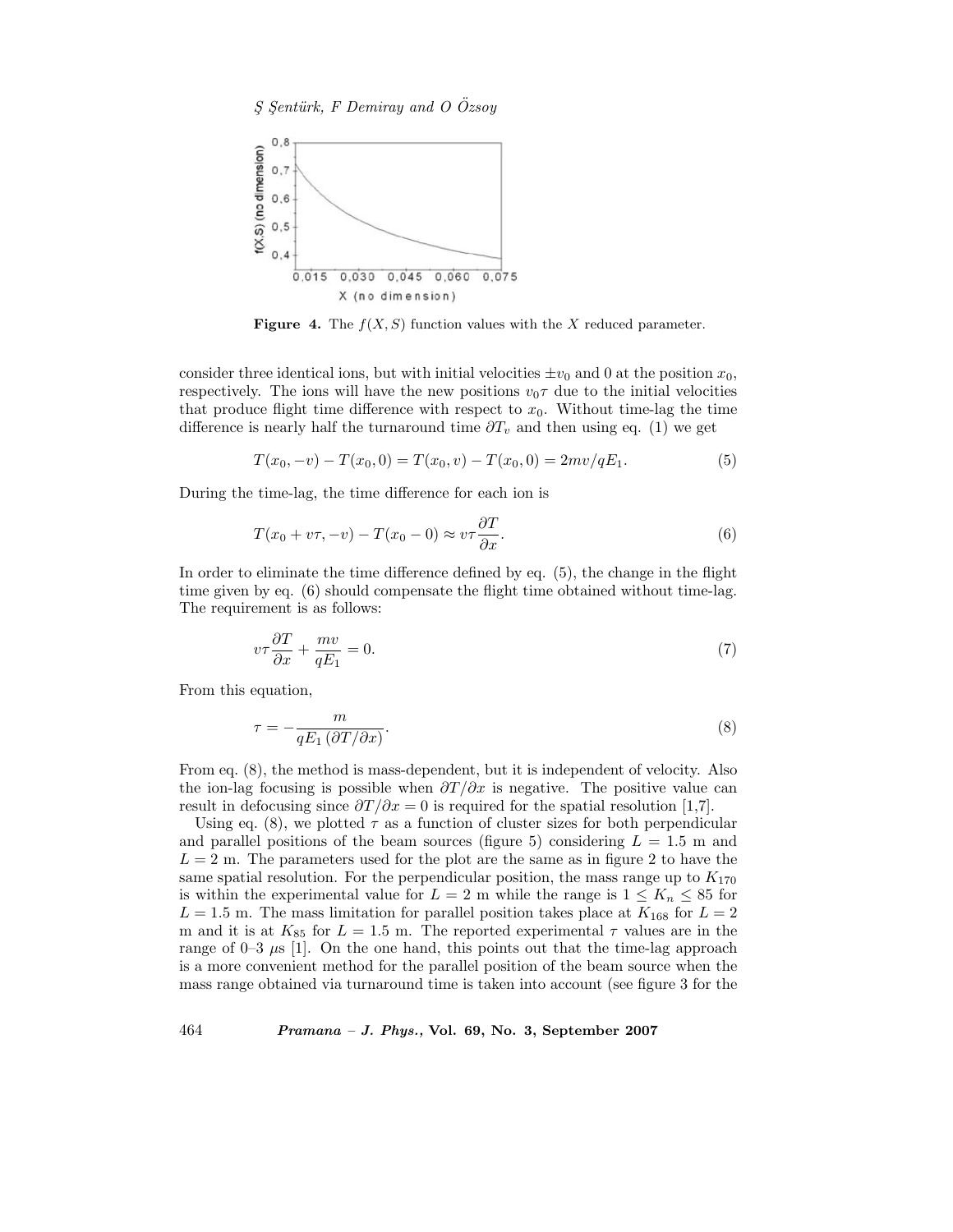**Figure 4.** The $f(X, S)$ function values with the $X$ reduced parameter.

consider three identical ions, but with initial velocities $\pm v_0$ and 0 at the position $x_0$, respectively. The ions will have the new positions $v_0\tau$ due to the initial velocities that produce flight time difference with respect to $x_0$. Without time-lag the time difference is nearly half the turnaround time $\partial T_v$ and then using eq. (1) we get

$$T(x_0, -v) - T(x_0, 0) = T(x_0, v) - T(x_0, 0) = 2mv/qE_1. \tag{5}$$

During the time-lag, the time difference for each ion is

$$T(x_0 + v\tau, -v) - T(x_0 - 0) \approx v\tau \frac{\partial T}{\partial x}. \tag{6}$$

In order to eliminate the time difference defined by eq. (5), the change in the flight time given by eq. (6) should compensate the flight time obtained without time-lag. The requirement is as follows:

$$v\tau \frac{\partial T}{\partial x} + \frac{mv}{qE_1} = 0. \tag{7}$$

From this equation,

$$\tau = -\frac{m}{qE_1 \left(\partial T/\partial x\right)}. \tag{8}$$

From eq. (8), the method is mass-dependent, but it is independent of velocity. Also the ion-lag focusing is possible when $\partial T/\partial x$ is negative. The positive value can result in defocusing since $\partial T/\partial x = 0$ is required for the spatial resolution [1,7].

Using eq. (8), we plotted $\tau$ as a function of cluster sizes for both perpendicular and parallel positions of the beam sources (figure 5) considering $L = 1.5$ m and $L = 2$ m. The parameters used for the plot are the same as in figure 2 to have the same spatial resolution. For the perpendicular position, the mass range up to $K_{170}$ is within the experimental value for $L = 2$ m while the range is $1 \leq K_n \leq 85$ for $L = 1.5$ m. The mass limitation for parallel position takes place at $K_{168}$ for $L = 2$ m and it is at $K_{85}$ for $L = 1.5$ m. The reported experimental $\tau$ values are in the range of 0–3 $\mu$s [1]. On the one hand, this points out that the time-lag approach is a more convenient method for the parallel position of the beam source when the mass range obtained via turnaround time is taken into account (see figure 3 for the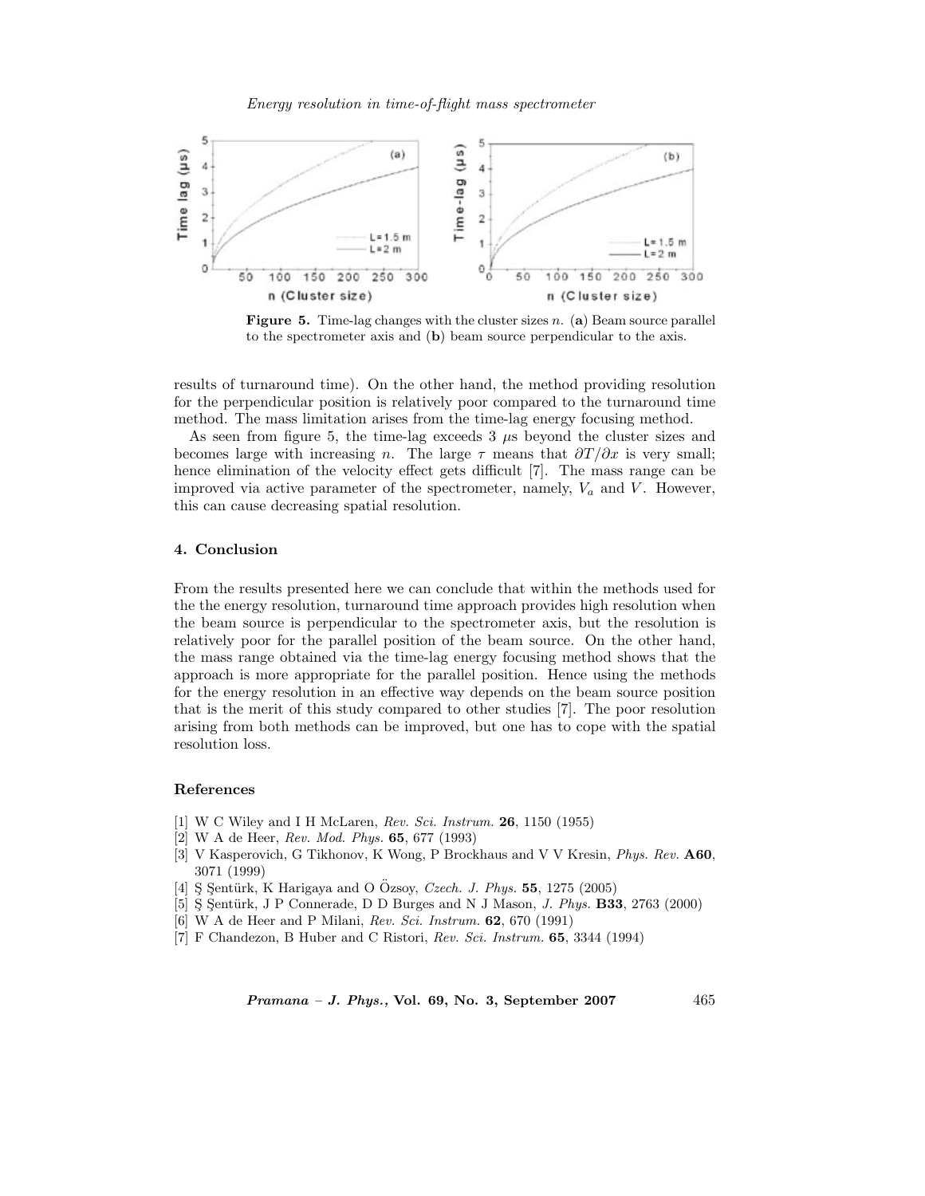(a)

Time lag (μs)

5
4
3
2
1
0

50 100 150 200 250 300

n (Cluster size)

L=1.5 m
L=2 m

(b)

Time-lag (μs)

5
4
3
2
1
0

0 50 100 150 200 250 300

n (Cluster size)

L=1.5 m
L=2 m

**Figure 5.** Time-lag changes with the cluster sizes $n$. (**a**) Beam source parallel to the spectrometer axis and (**b**) beam source perpendicular to the axis.

results of turnaround time). On the other hand, the method providing resolution for the perpendicular position is relatively poor compared to the turnaround time method. The mass limitation arises from the time-lag energy focusing method.

As seen from figure 5, the time-lag exceeds 3 $\mu$s beyond the cluster sizes and becomes large with increasing $n$. The large $\tau$ means that $\partial T/\partial x$ is very small; hence elimination of the velocity effect gets difficult [7]. The mass range can be improved via active parameter of the spectrometer, namely, $V_a$ and $V$. However, this can cause decreasing spatial resolution.

## 4. Conclusion

From the results presented here we can conclude that within the methods used for the the energy resolution, turnaround time approach provides high resolution when the beam source is perpendicular to the spectrometer axis, but the resolution is relatively poor for the parallel position of the beam source. On the other hand, the mass range obtained via the time-lag energy focusing method shows that the approach is more appropriate for the parallel position. Hence using the methods for the energy resolution in an effective way depends on the beam source position that is the merit of this study compared to other studies [7]. The poor resolution arising from both methods can be improved, but one has to cope with the spatial resolution loss.

## References

[1] W C Wiley and I H McLaren, *Rev. Sci. Instrum.* **26**, 1150 (1955)
[2] W A de Heer, *Rev. Mod. Phys.* **65**, 677 (1993)
[3] V Kasperovich, G Tikhonov, K Wong, P Brockhaus and V V Kresin, *Phys. Rev.* **A60**, 3071 (1999)
[4] Ş Şentürk, K Harigaya and O Özsoy, *Czech. J. Phys.* **55**, 1275 (2005)
[5] Ş Şentürk, J P Connerade, D D Burges and N J Mason, *J. Phys.* **B33**, 2763 (2000)
[6] W A de Heer and P Milani, *Rev. Sci. Instrum.* **62**, 670 (1991)
[7] F Chandezon, B Huber and C Ristori, *Rev. Sci. Instrum.* **65**, 3344 (1994)